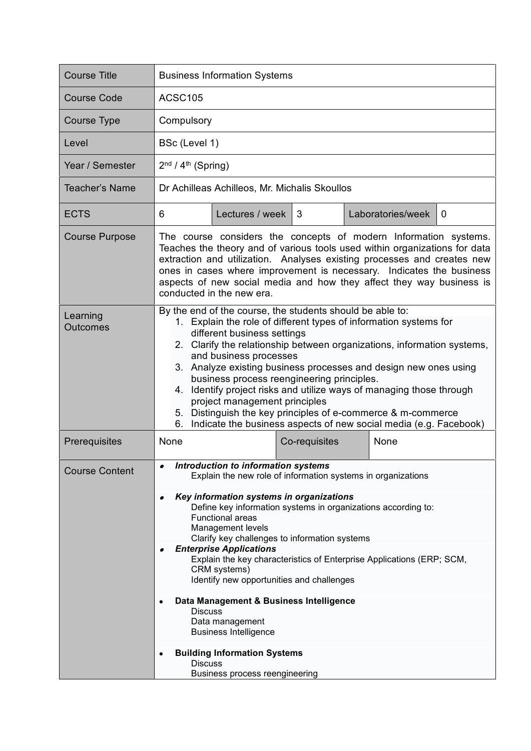| Course Title | Business Information Systems | | | | |
|---|---|---|---|---|---|
| Course Code | ACSC105 | | | | |
| Course Type | Compulsory | | | | |
| Level | BSc (Level 1) | | | | |
| Year / Semester | 2nd / 4th (Spring) | | | | |
| Teacher's Name | Dr Achilleas Achilleos, Mr. Michalis Skoullos | | | | |
| ECTS | 6 | Lectures / week | 3 | Laboratories/week | 0 |
| Course Purpose | The course considers the concepts of modern Information systems. Teaches the theory and of various tools used within organizations for data extraction and utilization. Analyses existing processes and creates new ones in cases where improvement is necessary. Indicates the business aspects of new social media and how they affect they way business is conducted in the new era. | | | | |
| Learning Outcomes | By the end of the course, the students should be able to:<br>1. Explain the role of different types of information systems for different business settings<br>2. Clarify the relationship between organizations, information systems, and business processes<br>3. Analyze existing business processes and design new ones using business process reengineering principles.<br>4. Identify project risks and utilize ways of managing those through project management principles<br>5. Distinguish the key principles of e-commerce & m-commerce<br>6. Indicate the business aspects of new social media (e.g. Facebook) | | | | |
| Prerequisites | None | | Co-requisites | None | |
| Course Content | • ***Introduction to information systems***<br>Explain the new role of information systems in organizations<br><br>• ***Key information systems in organizations***<br>Define key information systems in organizations according to:<br>Functional areas<br>Management levels<br>Clarify key challenges to information systems<br>• ***Enterprise Applications***<br>Explain the key characteristics of Enterprise Applications (ERP; SCM, CRM systems)<br>Identify new opportunities and challenges<br><br>• **Data Management & Business Intelligence**<br>Discuss<br>Data management<br>Business Intelligence<br><br>• **Building Information Systems**<br>Discuss<br>Business process reengineering | | | | |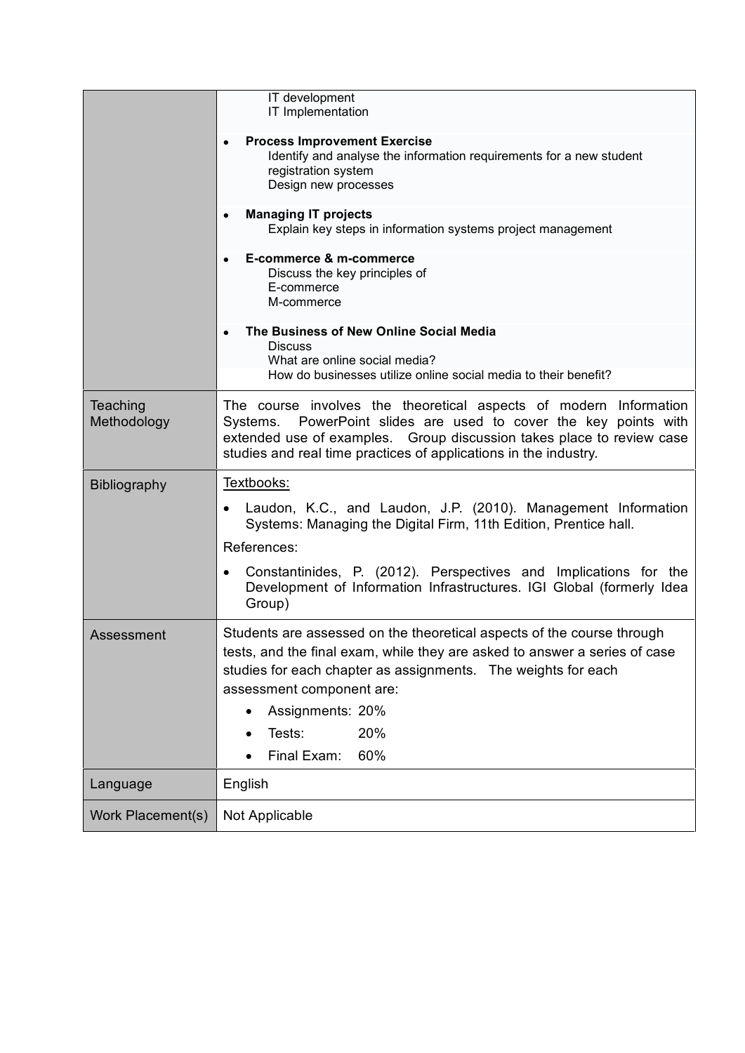| | |
|---|---|
| | IT development<br>IT Implementation<br><br>• **Process Improvement Exercise**<br>Identify and analyse the information requirements for a new student registration system<br>Design new processes<br><br>• **Managing IT projects**<br>Explain key steps in information systems project management<br><br>• **E-commerce & m-commerce**<br>Discuss the key principles of<br>E-commerce<br>M-commerce<br><br>• **The Business of New Online Social Media**<br>Discuss<br>What are online social media?<br>How do businesses utilize online social media to their benefit? |
| Teaching Methodology | The course involves the theoretical aspects of modern Information Systems. PowerPoint slides are used to cover the key points with extended use of examples. Group discussion takes place to review case studies and real time practices of applications in the industry. |
| Bibliography | Textbooks:<br><br>• Laudon, K.C., and Laudon, J.P. (2010). Management Information Systems: Managing the Digital Firm, 11th Edition, Prentice hall.<br><br>References:<br><br>• Constantinides, P. (2012). Perspectives and Implications for the Development of Information Infrastructures. IGI Global (formerly Idea Group) |
| Assessment | Students are assessed on the theoretical aspects of the course through tests, and the final exam, while they are asked to answer a series of case studies for each chapter as assignments. The weights for each assessment component are:<br><br>• Assignments: 20%<br>• Tests: 20%<br>• Final Exam: 60% |
| Language | English |
| Work Placement(s) | Not Applicable |